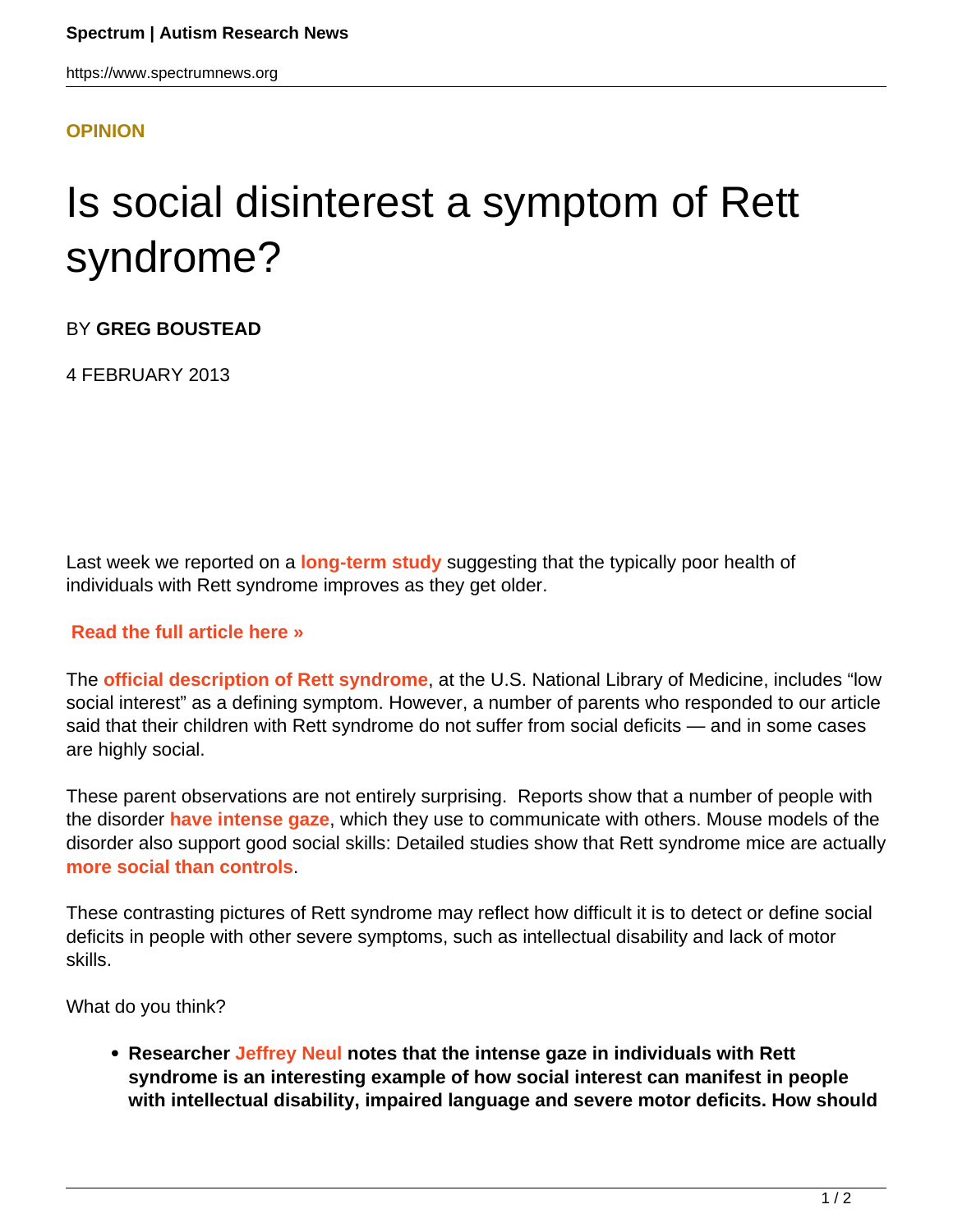OPINION

# Is social disinterest a symptom of Rett syndrome?

BY **GREG BOUSTEAD**

4 FEBRUARY 2013

Last week we reported on a **long-term study** suggesting that the typically poor health of individuals with Rett syndrome improves as they get older.

**Read the full article here »**

The **official description of Rett syndrome**, at the U.S. National Library of Medicine, includes "low social interest" as a defining symptom. However, a number of parents who responded to our article said that their children with Rett syndrome do not suffer from social deficits — and in some cases are highly social.

These parent observations are not entirely surprising. Reports show that a number of people with the disorder **have intense gaze**, which they use to communicate with others. Mouse models of the disorder also support good social skills: Detailed studies show that Rett syndrome mice are actually **more social than controls**.

These contrasting pictures of Rett syndrome may reflect how difficult it is to detect or define social deficits in people with other severe symptoms, such as intellectual disability and lack of motor skills.

What do you think?

- **Researcher Jeffrey Neul notes that the intense gaze in individuals with Rett syndrome is an interesting example of how social interest can manifest in people with intellectual disability, impaired language and severe motor deficits. How should**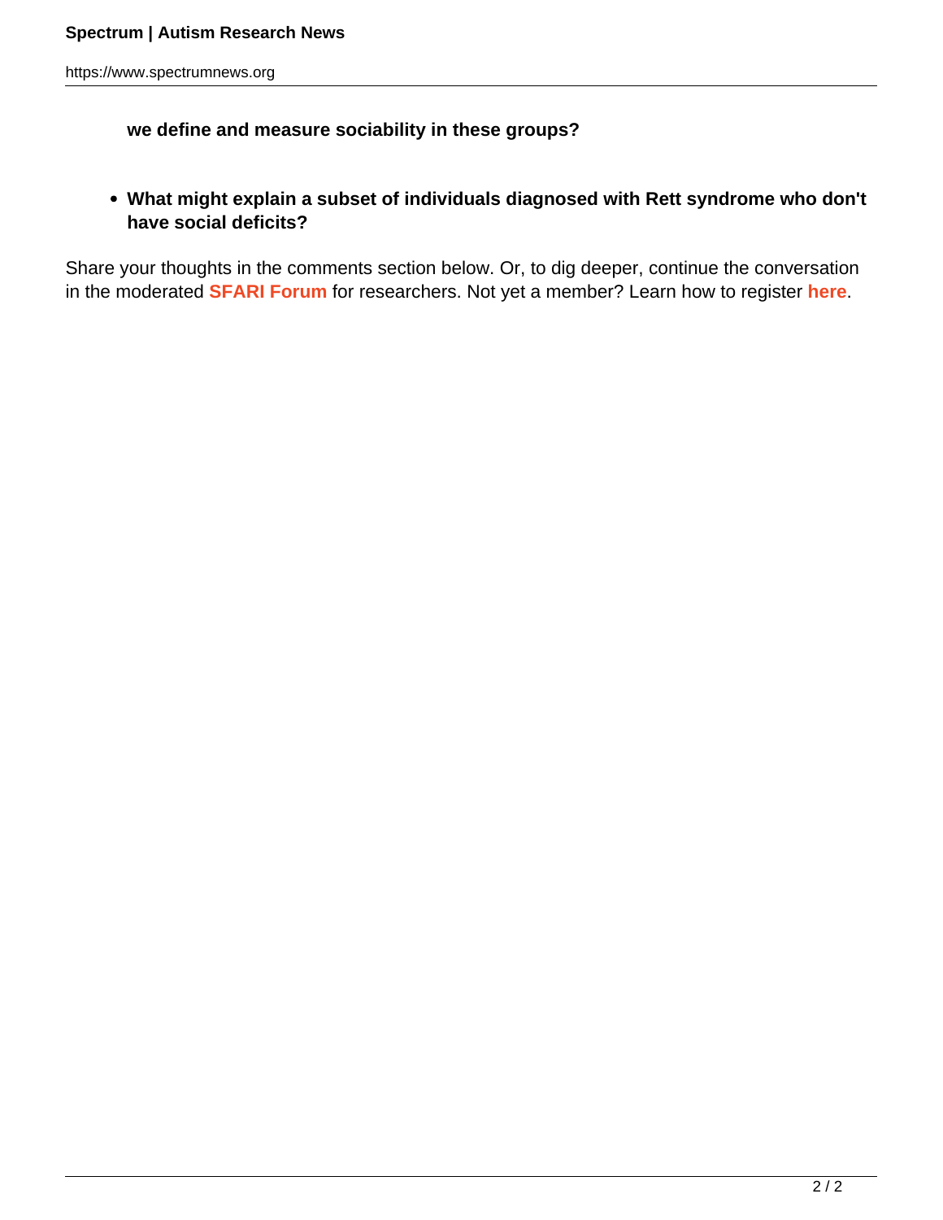**we define and measure sociability in these groups?**

- **What might explain a subset of individuals diagnosed with Rett syndrome who don't have social deficits?**

Share your thoughts in the comments section below. Or, to dig deeper, continue the conversation in the moderated **SFARI Forum** for researchers. Not yet a member? Learn how to register **here**.